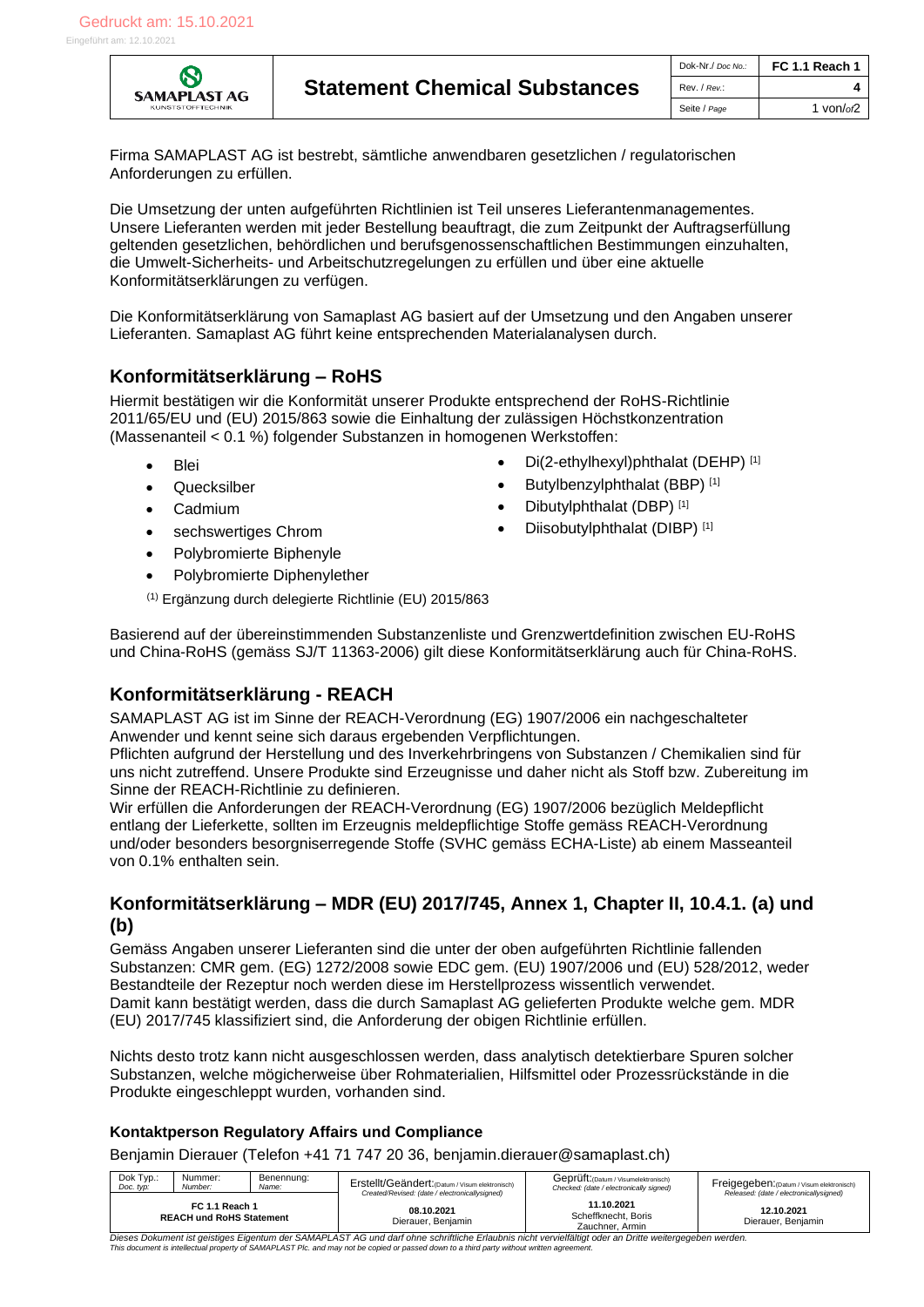Gedruckt am: 15.10.2021

Eingeführt am: 12.10.2021

| SAMAPLAST AG KUNSTSTOFFTECHNIK | Statement Chemical Substances | Dok-Nr./ *Doc No.:* | FC 1.1 Reach 1 |
|---|---|---|---|
| | | Rev. / *Rev.:* | 4 |
| | | Seite / *Page* | 1 von/*of*2 |

Firma SAMAPLAST AG ist bestrebt, sämtliche anwendbaren gesetzlichen / regulatorischen Anforderungen zu erfüllen.

Die Umsetzung der unten aufgeführten Richtlinien ist Teil unseres Lieferantenmanagementes. Unsere Lieferanten werden mit jeder Bestellung beauftragt, die zum Zeitpunkt der Auftragserfüllung geltenden gesetzlichen, behördlichen und berufsgenossenschaftlichen Bestimmungen einzuhalten, die Umwelt-Sicherheits- und Arbeitschutzregelungen zu erfüllen und über eine aktuelle Konformitätserklärungen zu verfügen.

Die Konformitätserklärung von Samaplast AG basiert auf der Umsetzung und den Angaben unserer Lieferanten. Samaplast AG führt keine entsprechenden Materialanalysen durch.

## Konformitätserklärung – RoHS

Hiermit bestätigen wir die Konformität unserer Produkte entsprechend der RoHS-Richtlinie 2011/65/EU und (EU) 2015/863 sowie die Einhaltung der zulässigen Höchstkonzentration (Massenanteil < 0.1 %) folgender Substanzen in homogenen Werkstoffen:

- Blei
- Quecksilber
- Cadmium
- sechswertiges Chrom
- Polybromierte Biphenyle
- Polybromierte Diphenylether
- Di(2-ethylhexyl)phthalat (DEHP) [1]
- Butylbenzylphthalat (BBP) [1]
- Dibutylphthalat (DBP) [1]
- Diisobutylphthalat (DIBP) [1]

(1) Ergänzung durch delegierte Richtlinie (EU) 2015/863

Basierend auf der übereinstimmenden Substanzenliste und Grenzwertdefinition zwischen EU-RoHS und China-RoHS (gemäss SJ/T 11363-2006) gilt diese Konformitätserklärung auch für China-RoHS.

## Konformitätserklärung - REACH

SAMAPLAST AG ist im Sinne der REACH-Verordnung (EG) 1907/2006 ein nachgeschalteter Anwender und kennt seine sich daraus ergebenden Verpflichtungen.
Pflichten aufgrund der Herstellung und des Inverkehrbringens von Substanzen / Chemikalien sind für uns nicht zutreffend. Unsere Produkte sind Erzeugnisse und daher nicht als Stoff bzw. Zubereitung im Sinne der REACH-Richtlinie zu definieren.
Wir erfüllen die Anforderungen der REACH-Verordnung (EG) 1907/2006 bezüglich Meldepflicht entlang der Lieferkette, sollten im Erzeugnis meldepflichtige Stoffe gemäss REACH-Verordnung und/oder besonders besorgniserregende Stoffe (SVHC gemäss ECHA-Liste) ab einem Masseanteil von 0.1% enthalten sein.

## Konformitätserklärung – MDR (EU) 2017/745, Annex 1, Chapter II, 10.4.1. (a) und (b)

Gemäss Angaben unserer Lieferanten sind die unter der oben aufgeführten Richtlinie fallenden Substanzen: CMR gem. (EG) 1272/2008 sowie EDC gem. (EU) 1907/2006 und (EU) 528/2012, weder Bestandteile der Rezeptur noch werden diese im Herstellprozess wissentlich verwendet.
Damit kann bestätigt werden, dass die durch Samaplast AG gelieferten Produkte welche gem. MDR (EU) 2017/745 klassifiziert sind, die Anforderung der obigen Richtlinie erfüllen.

Nichts desto trotz kann nicht ausgeschlossen werden, dass analytisch detektierbare Spuren solcher Substanzen, welche mögicherweise über Rohmaterialien, Hilfsmittel oder Prozessrückstände in die Produkte eingeschleppt wurden, vorhanden sind.

### Kontaktperson Regulatory Affairs und Compliance

Benjamin Dierauer (Telefon +41 71 747 20 36, benjamin.dierauer@samaplast.ch)

| Dok Typ.: *Doc. typ:* | Nummer: *Number:* | Benennung: *Name:* | Erstellt/Geändert: (Datum / Visum elektronisch) *Created/Revised: (date / electronicallysigned)* | Geprüft: (Datum / Visumelektronisch) *Checked: (date / electronically signed)* | Freigegeben: (Datum / Visum elektronisch) *Released: (date / electronicallysigned)* |
|---|---|---|---|---|---|
| FC 1.1 Reach 1 REACH und RoHS Statement | | | 08.10.2021 Dierauer, Benjamin | 11.10.2021 Scheffknecht, Boris Zauchner, Armin | 12.10.2021 Dierauer, Benjamin |

*Dieses Dokument ist geistiges Eigentum der SAMAPLAST AG und darf ohne schriftliche Erlaubnis nicht vervielfältigt oder an Dritte weitergegeben werden.*
*This document is intellectual property of SAMAPLAST Plc. and may not be copied or passed down to a third party without written agreement.*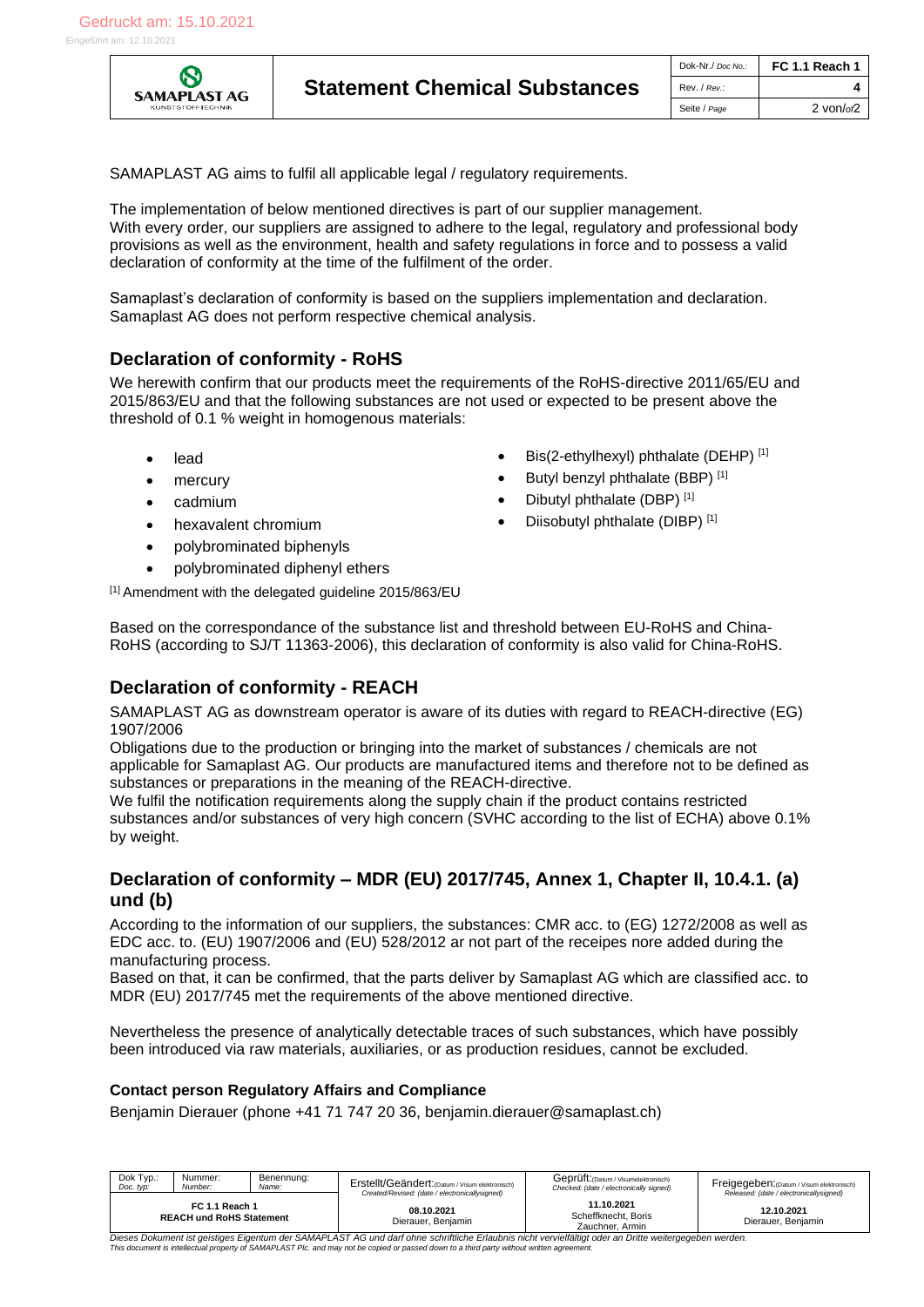SAMAPLAST AG aims to fulfil all applicable legal / regulatory requirements.

The implementation of below mentioned directives is part of our supplier management.
With every order, our suppliers are assigned to adhere to the legal, regulatory and professional body provisions as well as the environment, health and safety regulations in force and to possess a valid declaration of conformity at the time of the fulfilment of the order.

Samaplast's declaration of conformity is based on the suppliers implementation and declaration. Samaplast AG does not perform respective chemical analysis.

## Declaration of conformity - RoHS

We herewith confirm that our products meet the requirements of the RoHS-directive 2011/65/EU and 2015/863/EU and that the following substances are not used or expected to be present above the threshold of 0.1 % weight in homogenous materials:

- lead
- mercury
- cadmium
- hexavalent chromium
- polybrominated biphenyls
- polybrominated diphenyl ethers
- Bis(2-ethylhexyl) phthalate (DEHP) [1]
- Butyl benzyl phthalate (BBP) [1]
- Dibutyl phthalate (DBP) [1]
- Diisobutyl phthalate (DIBP) [1]

[1] Amendment with the delegated guideline 2015/863/EU

Based on the correspondance of the substance list and threshold between EU-RoHS and China-RoHS (according to SJ/T 11363-2006), this declaration of conformity is also valid for China-RoHS.

## Declaration of conformity - REACH

SAMAPLAST AG as downstream operator is aware of its duties with regard to REACH-directive (EG) 1907/2006
Obligations due to the production or bringing into the market of substances / chemicals are not applicable for Samaplast AG. Our products are manufactured items and therefore not to be defined as substances or preparations in the meaning of the REACH-directive.
We fulfil the notification requirements along the supply chain if the product contains restricted substances and/or substances of very high concern (SVHC according to the list of ECHA) above 0.1% by weight.

## Declaration of conformity – MDR (EU) 2017/745, Annex 1, Chapter II, 10.4.1. (a) und (b)

According to the information of our suppliers, the substances: CMR acc. to (EG) 1272/2008 as well as EDC acc. to. (EU) 1907/2006 and (EU) 528/2012 ar not part of the receipes nore added during the manufacturing process.
Based on that, it can be confirmed, that the parts deliver by Samaplast AG which are classified acc. to MDR (EU) 2017/745 met the requirements of the above mentioned directive.

Nevertheless the presence of analytically detectable traces of such substances, which have possibly been introduced via raw materials, auxiliaries, or as production residues, cannot be excluded.

### Contact person Regulatory Affairs and Compliance

Benjamin Dierauer (phone +41 71 747 20 36, benjamin.dierauer@samaplast.ch)

| Dok Typ.: *Doc. typ:* | Nummer: *Number:* | Benennung: *Name:* | Erstellt/Geändert: (Datum / Visum elektronisch) *Created/Revised: (date / electronicallysigned)* | Geprüft: (Datum / Visumelektronisch) *Checked: (date / electronically signed)* | Freigegeben: (Datum / Visum elektronisch) *Released: (date / electronicallysigned)* |
|---|---|---|---|---|---|
| FC 1.1 Reach 1 REACH und RoHS Statement | | | 08.10.2021 Dierauer, Benjamin | 11.10.2021 Scheffknecht, Boris Zauchner, Armin | 12.10.2021 Dierauer, Benjamin |

*Dieses Dokument ist geistiges Eigentum der SAMAPLAST AG und darf ohne schriftliche Erlaubnis nicht vervielfältigt oder an Dritte weitergegeben werden.*
*This document is intellectual property of SAMAPLAST Plc. and may not be copied or passed down to a third party without written agreement.*